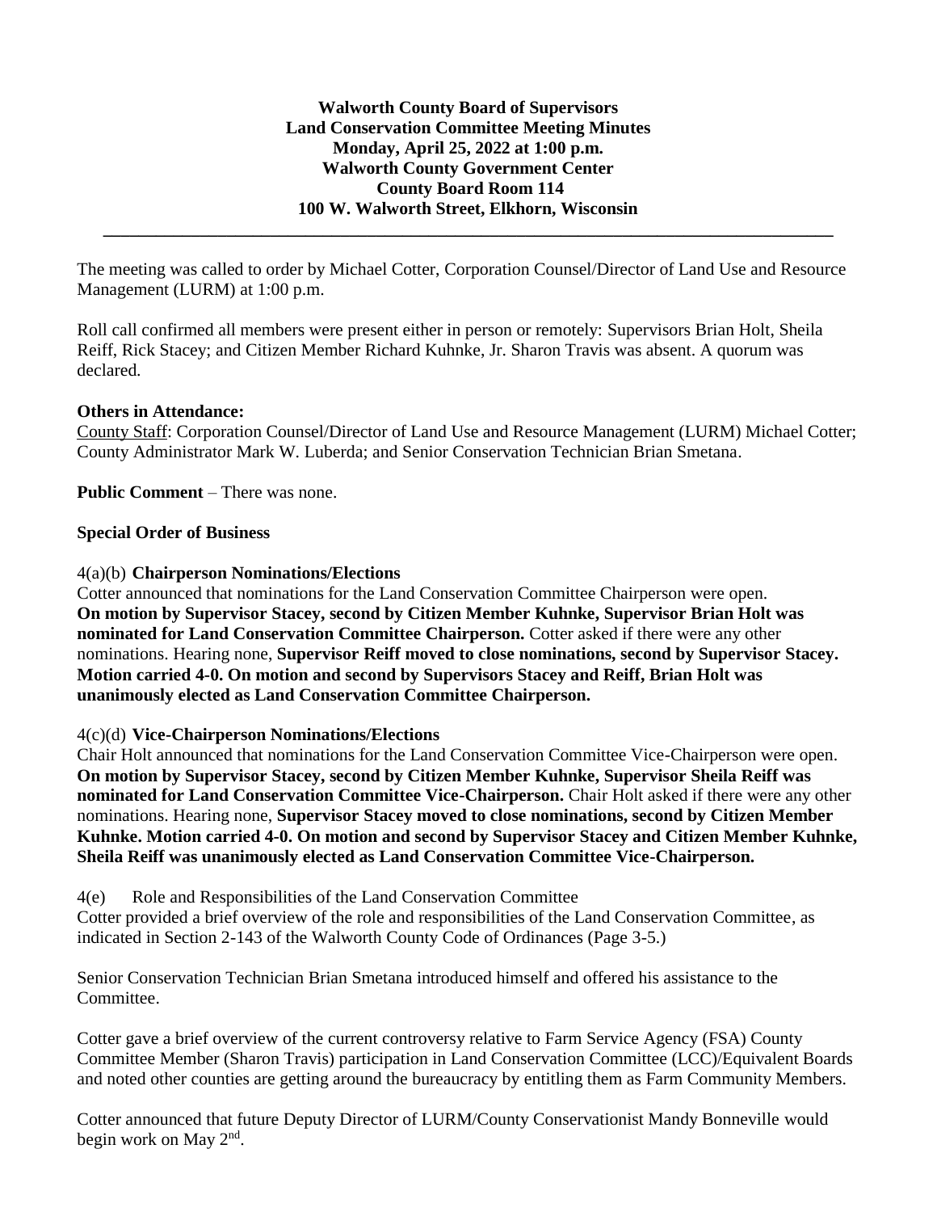**Walworth County Board of Supervisors**
**Land Conservation Committee Meeting Minutes**
**Monday, April 25, 2022 at 1:00 p.m.**
**Walworth County Government Center**
**County Board Room 114**
**100 W. Walworth Street, Elkhorn, Wisconsin**

---

The meeting was called to order by Michael Cotter, Corporation Counsel/Director of Land Use and Resource Management (LURM) at 1:00 p.m.

Roll call confirmed all members were present either in person or remotely: Supervisors Brian Holt, Sheila Reiff, Rick Stacey; and Citizen Member Richard Kuhnke, Jr. Sharon Travis was absent. A quorum was declared.

**Others in Attendance:**

County Staff: Corporation Counsel/Director of Land Use and Resource Management (LURM) Michael Cotter; County Administrator Mark W. Luberda; and Senior Conservation Technician Brian Smetana.

**Public Comment** – There was none.

**Special Order of Business**

4(a)(b) **Chairperson Nominations/Elections**

Cotter announced that nominations for the Land Conservation Committee Chairperson were open. **On motion by Supervisor Stacey, second by Citizen Member Kuhnke, Supervisor Brian Holt was nominated for Land Conservation Committee Chairperson.** Cotter asked if there were any other nominations. Hearing none, **Supervisor Reiff moved to close nominations, second by Supervisor Stacey. Motion carried 4-0. On motion and second by Supervisors Stacey and Reiff, Brian Holt was unanimously elected as Land Conservation Committee Chairperson.**

4(c)(d) **Vice-Chairperson Nominations/Elections**

Chair Holt announced that nominations for the Land Conservation Committee Vice-Chairperson were open. **On motion by Supervisor Stacey, second by Citizen Member Kuhnke, Supervisor Sheila Reiff was nominated for Land Conservation Committee Vice-Chairperson.** Chair Holt asked if there were any other nominations. Hearing none, **Supervisor Stacey moved to close nominations, second by Citizen Member Kuhnke. Motion carried 4-0. On motion and second by Supervisor Stacey and Citizen Member Kuhnke, Sheila Reiff was unanimously elected as Land Conservation Committee Vice-Chairperson.**

4(e) Role and Responsibilities of the Land Conservation Committee

Cotter provided a brief overview of the role and responsibilities of the Land Conservation Committee, as indicated in Section 2-143 of the Walworth County Code of Ordinances (Page 3-5.)

Senior Conservation Technician Brian Smetana introduced himself and offered his assistance to the Committee.

Cotter gave a brief overview of the current controversy relative to Farm Service Agency (FSA) County Committee Member (Sharon Travis) participation in Land Conservation Committee (LCC)/Equivalent Boards and noted other counties are getting around the bureaucracy by entitling them as Farm Community Members.

Cotter announced that future Deputy Director of LURM/County Conservationist Mandy Bonneville would begin work on May 2nd.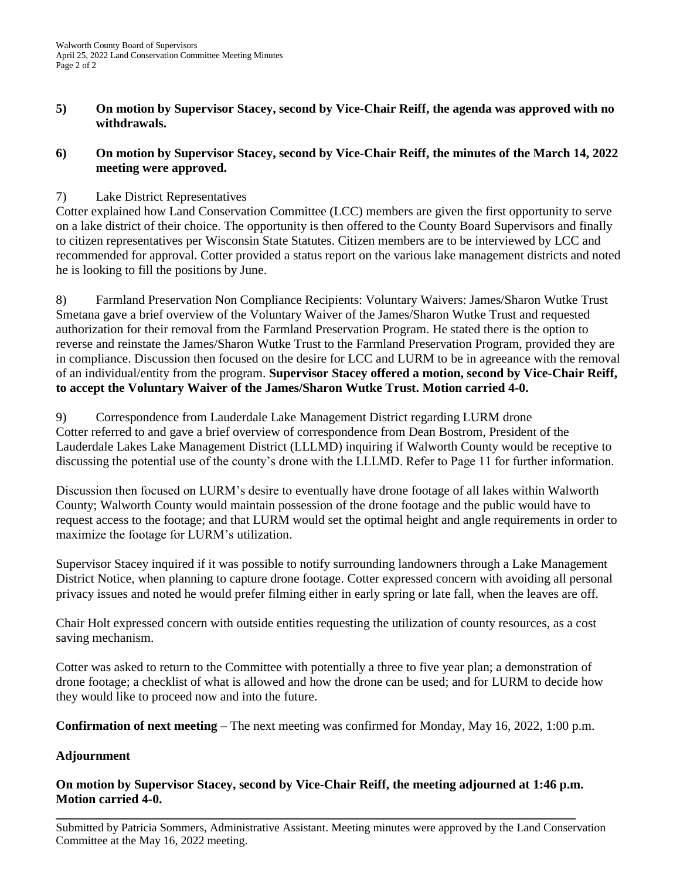**5) On motion by Supervisor Stacey, second by Vice-Chair Reiff, the agenda was approved with no withdrawals.**

**6) On motion by Supervisor Stacey, second by Vice-Chair Reiff, the minutes of the March 14, 2022 meeting were approved.**

7) Lake District Representatives

Cotter explained how Land Conservation Committee (LCC) members are given the first opportunity to serve on a lake district of their choice. The opportunity is then offered to the County Board Supervisors and finally to citizen representatives per Wisconsin State Statutes. Citizen members are to be interviewed by LCC and recommended for approval. Cotter provided a status report on the various lake management districts and noted he is looking to fill the positions by June.

8) Farmland Preservation Non Compliance Recipients: Voluntary Waivers: James/Sharon Wutke Trust

Smetana gave a brief overview of the Voluntary Waiver of the James/Sharon Wutke Trust and requested authorization for their removal from the Farmland Preservation Program. He stated there is the option to reverse and reinstate the James/Sharon Wutke Trust to the Farmland Preservation Program, provided they are in compliance. Discussion then focused on the desire for LCC and LURM to be in agreeance with the removal of an individual/entity from the program. **Supervisor Stacey offered a motion, second by Vice-Chair Reiff, to accept the Voluntary Waiver of the James/Sharon Wutke Trust. Motion carried 4-0.**

9) Correspondence from Lauderdale Lake Management District regarding LURM drone

Cotter referred to and gave a brief overview of correspondence from Dean Bostrom, President of the Lauderdale Lakes Lake Management District (LLLMD) inquiring if Walworth County would be receptive to discussing the potential use of the county's drone with the LLLMD. Refer to Page 11 for further information.

Discussion then focused on LURM's desire to eventually have drone footage of all lakes within Walworth County; Walworth County would maintain possession of the drone footage and the public would have to request access to the footage; and that LURM would set the optimal height and angle requirements in order to maximize the footage for LURM's utilization.

Supervisor Stacey inquired if it was possible to notify surrounding landowners through a Lake Management District Notice, when planning to capture drone footage. Cotter expressed concern with avoiding all personal privacy issues and noted he would prefer filming either in early spring or late fall, when the leaves are off.

Chair Holt expressed concern with outside entities requesting the utilization of county resources, as a cost saving mechanism.

Cotter was asked to return to the Committee with potentially a three to five year plan; a demonstration of drone footage; a checklist of what is allowed and how the drone can be used; and for LURM to decide how they would like to proceed now and into the future.

**Confirmation of next meeting** – The next meeting was confirmed for Monday, May 16, 2022, 1:00 p.m.

**Adjournment**

**On motion by Supervisor Stacey, second by Vice-Chair Reiff, the meeting adjourned at 1:46 p.m. Motion carried 4-0.**

---

Submitted by Patricia Sommers, Administrative Assistant. Meeting minutes were approved by the Land Conservation Committee at the May 16, 2022 meeting.